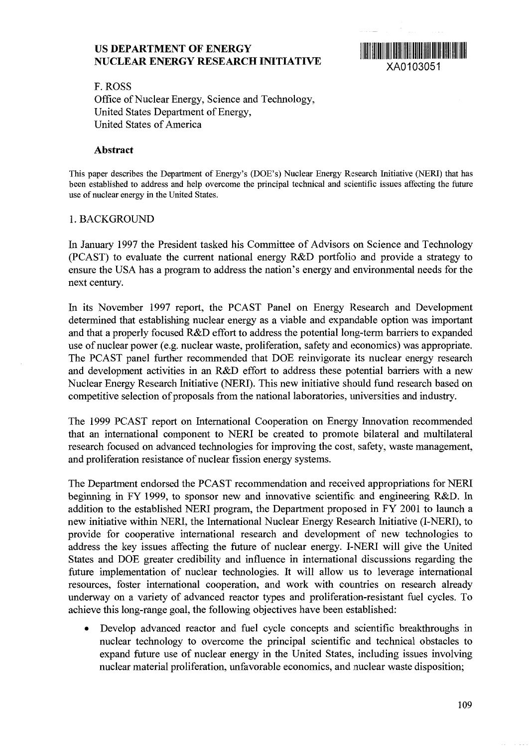# US DEPARTMENT OF ENERGY NUCLEAR ENERGY RESEARCH INITIATIVE

XA0103051

F. ROSS
Office of Nuclear Energy, Science and Technology,
United States Department of Energy,
United States of America

### Abstract

This paper describes the Department of Energy's (DOE's) Nuclear Energy Research Initiative (NERI) that has been established to address and help overcome the principal technical and scientific issues affecting the future use of nuclear energy in the United States.

## 1. BACKGROUND

In January 1997 the President tasked his Committee of Advisors on Science and Technology (PCAST) to evaluate the current national energy R&D portfolio and provide a strategy to ensure the USA has a program to address the nation's energy and environmental needs for the next century.

In its November 1997 report, the PCAST Panel on Energy Research and Development determined that establishing nuclear energy as a viable and expandable option was important and that a properly focused R&D effort to address the potential long-term barriers to expanded use of nuclear power (e.g. nuclear waste, proliferation, safety and economics) was appropriate. The PCAST panel further recommended that DOE reinvigorate its nuclear energy research and development activities in an R&D effort to address these potential barriers with a new Nuclear Energy Research Initiative (NERI). This new initiative should fund research based on competitive selection of proposals from the national laboratories, universities and industry.

The 1999 PCAST report on International Cooperation on Energy Innovation recommended that an international component to NERI be created to promote bilateral and multilateral research focused on advanced technologies for improving the cost, safety, waste management, and proliferation resistance of nuclear fission energy systems.

The Department endorsed the PCAST recommendation and received appropriations for NERI beginning in FY 1999, to sponsor new and innovative scientific and engineering R&D. In addition to the established NERI program, the Department proposed in FY 2001 to launch a new initiative within NERI, the International Nuclear Energy Research Initiative (I-NERI), to provide for cooperative international research and development of new technologies to address the key issues affecting the future of nuclear energy. I-NERI will give the United States and DOE greater credibility and influence in international discussions regarding the future implementation of nuclear technologies. It will allow us to leverage international resources, foster international cooperation, and work with countries on research already underway on a variety of advanced reactor types and proliferation-resistant fuel cycles. To achieve this long-range goal, the following objectives have been established:

- Develop advanced reactor and fuel cycle concepts and scientific breakthroughs in nuclear technology to overcome the principal scientific and technical obstacles to expand future use of nuclear energy in the United States, including issues involving nuclear material proliferation, unfavorable economics, and nuclear waste disposition;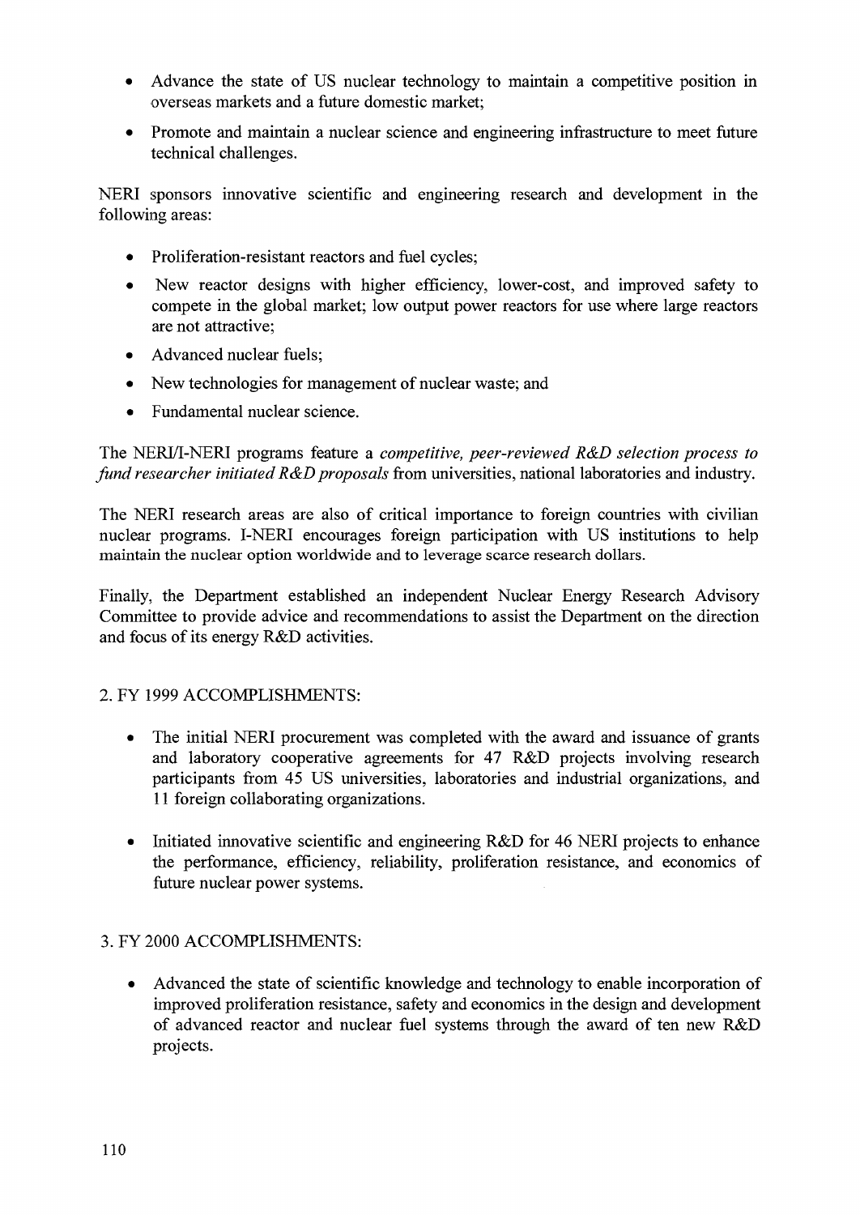- Advance the state of US nuclear technology to maintain a competitive position in overseas markets and a future domestic market;
- Promote and maintain a nuclear science and engineering infrastructure to meet future technical challenges.

NERI sponsors innovative scientific and engineering research and development in the following areas:

- Proliferation-resistant reactors and fuel cycles;
- New reactor designs with higher efficiency, lower-cost, and improved safety to compete in the global market; low output power reactors for use where large reactors are not attractive;
- Advanced nuclear fuels;
- New technologies for management of nuclear waste; and
- Fundamental nuclear science.

The NERI/I-NERI programs feature a *competitive, peer-reviewed R&D selection process to fund researcher initiated R&D proposals* from universities, national laboratories and industry.

The NERI research areas are also of critical importance to foreign countries with civilian nuclear programs. I-NERI encourages foreign participation with US institutions to help maintain the nuclear option worldwide and to leverage scarce research dollars.

Finally, the Department established an independent Nuclear Energy Research Advisory Committee to provide advice and recommendations to assist the Department on the direction and focus of its energy R&D activities.

## 2. FY 1999 ACCOMPLISHMENTS:

- The initial NERI procurement was completed with the award and issuance of grants and laboratory cooperative agreements for 47 R&D projects involving research participants from 45 US universities, laboratories and industrial organizations, and 11 foreign collaborating organizations.
- Initiated innovative scientific and engineering R&D for 46 NERI projects to enhance the performance, efficiency, reliability, proliferation resistance, and economics of future nuclear power systems.

## 3. FY 2000 ACCOMPLISHMENTS:

- Advanced the state of scientific knowledge and technology to enable incorporation of improved proliferation resistance, safety and economics in the design and development of advanced reactor and nuclear fuel systems through the award of ten new R&D projects.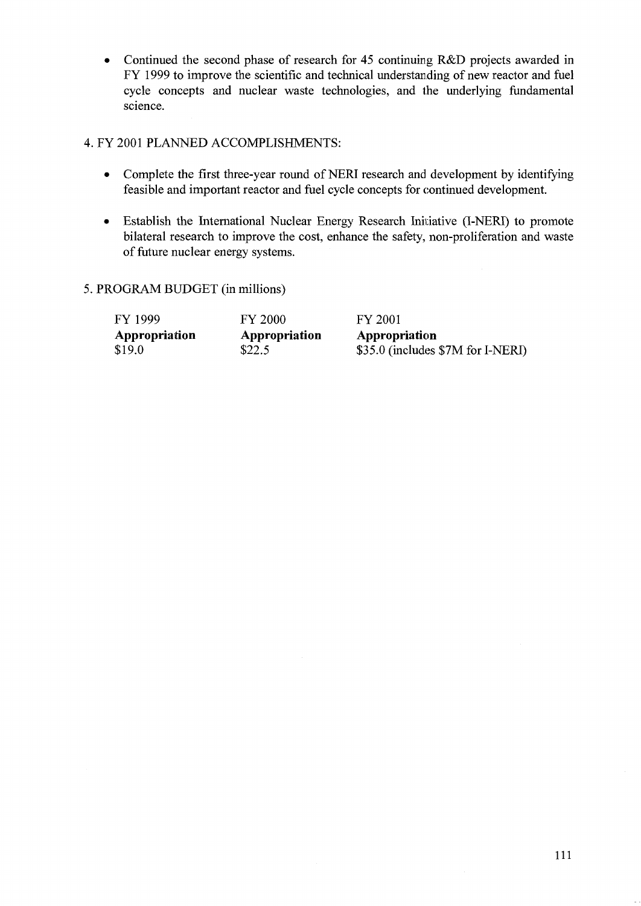- Continued the second phase of research for 45 continuing R&D projects awarded in FY 1999 to improve the scientific and technical understanding of new reactor and fuel cycle concepts and nuclear waste technologies, and the underlying fundamental science.

4. FY 2001 PLANNED ACCOMPLISHMENTS:

- Complete the first three-year round of NERI research and development by identifying feasible and important reactor and fuel cycle concepts for continued development.

- Establish the International Nuclear Energy Research Initiative (I-NERI) to promote bilateral research to improve the cost, enhance the safety, non-proliferation and waste of future nuclear energy systems.

5. PROGRAM BUDGET (in millions)

| FY 1999 **Appropriation** | FY 2000 **Appropriation** | FY 2001 **Appropriation** |
|---|---|---|
| $19.0 | $22.5 | $35.0 (includes $7M for I-NERI) |